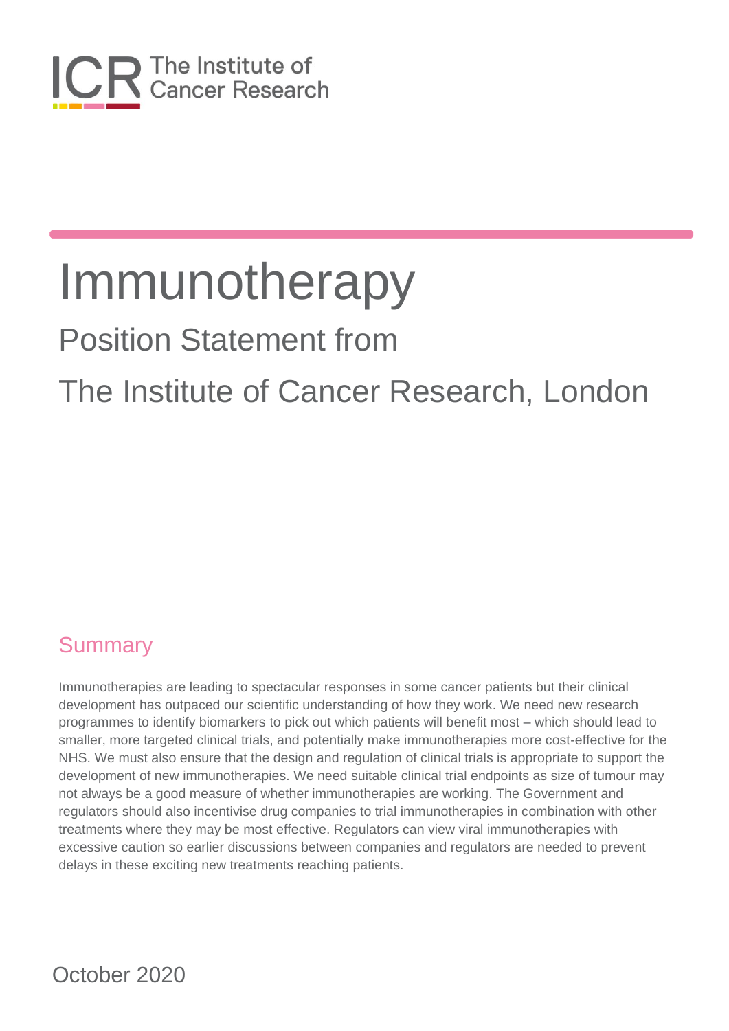The Institute of Cancer Research

# Immunotherapy

## Position Statement from

## The Institute of Cancer Research, London

## Summary

Immunotherapies are leading to spectacular responses in some cancer patients but their clinical development has outpaced our scientific understanding of how they work. We need new research programmes to identify biomarkers to pick out which patients will benefit most – which should lead to smaller, more targeted clinical trials, and potentially make immunotherapies more cost-effective for the NHS. We must also ensure that the design and regulation of clinical trials is appropriate to support the development of new immunotherapies. We need suitable clinical trial endpoints as size of tumour may not always be a good measure of whether immunotherapies are working. The Government and regulators should also incentivise drug companies to trial immunotherapies in combination with other treatments where they may be most effective. Regulators can view viral immunotherapies with excessive caution so earlier discussions between companies and regulators are needed to prevent delays in these exciting new treatments reaching patients.

October 2020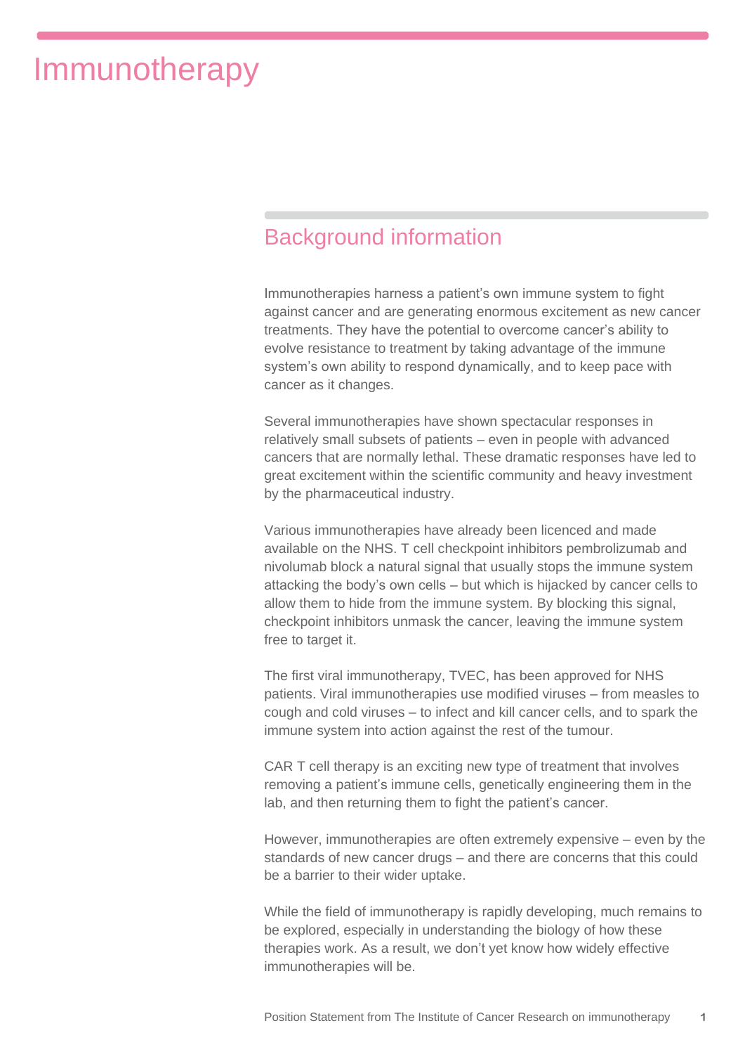# Immunotherapy

## Background information

Immunotherapies harness a patient's own immune system to fight against cancer and are generating enormous excitement as new cancer treatments. They have the potential to overcome cancer's ability to evolve resistance to treatment by taking advantage of the immune system's own ability to respond dynamically, and to keep pace with cancer as it changes.

Several immunotherapies have shown spectacular responses in relatively small subsets of patients – even in people with advanced cancers that are normally lethal. These dramatic responses have led to great excitement within the scientific community and heavy investment by the pharmaceutical industry.

Various immunotherapies have already been licenced and made available on the NHS. T cell checkpoint inhibitors pembrolizumab and nivolumab block a natural signal that usually stops the immune system attacking the body's own cells – but which is hijacked by cancer cells to allow them to hide from the immune system. By blocking this signal, checkpoint inhibitors unmask the cancer, leaving the immune system free to target it.

The first viral immunotherapy, TVEC, has been approved for NHS patients. Viral immunotherapies use modified viruses – from measles to cough and cold viruses – to infect and kill cancer cells, and to spark the immune system into action against the rest of the tumour.

CAR T cell therapy is an exciting new type of treatment that involves removing a patient's immune cells, genetically engineering them in the lab, and then returning them to fight the patient's cancer.

However, immunotherapies are often extremely expensive – even by the standards of new cancer drugs – and there are concerns that this could be a barrier to their wider uptake.

While the field of immunotherapy is rapidly developing, much remains to be explored, especially in understanding the biology of how these therapies work. As a result, we don't yet know how widely effective immunotherapies will be.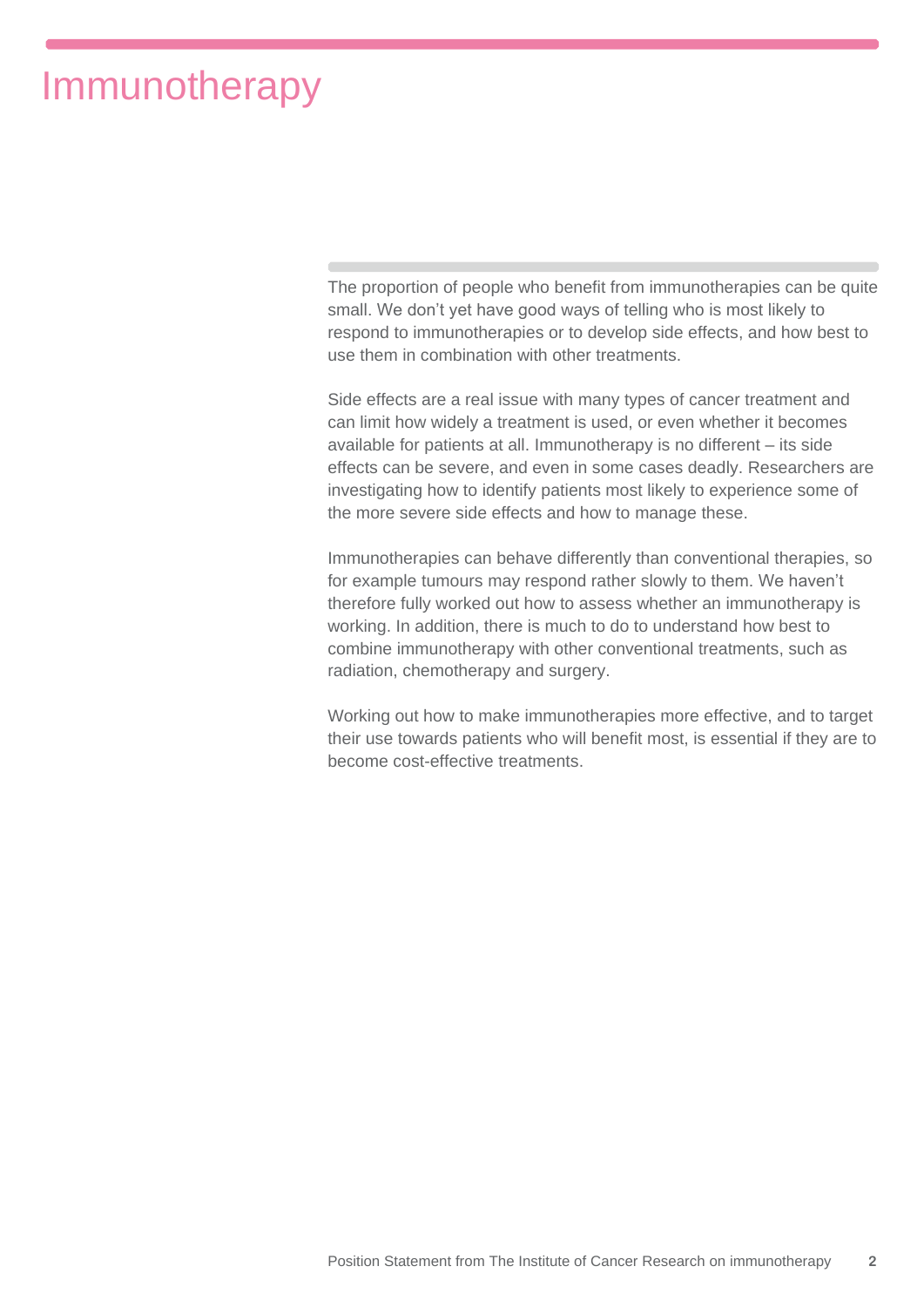# Immunotherapy

The proportion of people who benefit from immunotherapies can be quite small. We don't yet have good ways of telling who is most likely to respond to immunotherapies or to develop side effects, and how best to use them in combination with other treatments.

Side effects are a real issue with many types of cancer treatment and can limit how widely a treatment is used, or even whether it becomes available for patients at all. Immunotherapy is no different – its side effects can be severe, and even in some cases deadly. Researchers are investigating how to identify patients most likely to experience some of the more severe side effects and how to manage these.

Immunotherapies can behave differently than conventional therapies, so for example tumours may respond rather slowly to them. We haven't therefore fully worked out how to assess whether an immunotherapy is working. In addition, there is much to do to understand how best to combine immunotherapy with other conventional treatments, such as radiation, chemotherapy and surgery.

Working out how to make immunotherapies more effective, and to target their use towards patients who will benefit most, is essential if they are to become cost-effective treatments.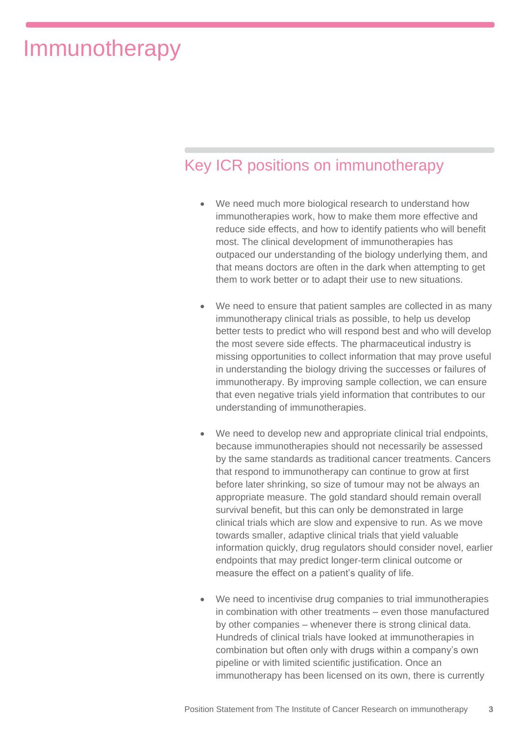# Immunotherapy

## Key ICR positions on immunotherapy

- We need much more biological research to understand how immunotherapies work, how to make them more effective and reduce side effects, and how to identify patients who will benefit most. The clinical development of immunotherapies has outpaced our understanding of the biology underlying them, and that means doctors are often in the dark when attempting to get them to work better or to adapt their use to new situations.

- We need to ensure that patient samples are collected in as many immunotherapy clinical trials as possible, to help us develop better tests to predict who will respond best and who will develop the most severe side effects. The pharmaceutical industry is missing opportunities to collect information that may prove useful in understanding the biology driving the successes or failures of immunotherapy. By improving sample collection, we can ensure that even negative trials yield information that contributes to our understanding of immunotherapies.

- We need to develop new and appropriate clinical trial endpoints, because immunotherapies should not necessarily be assessed by the same standards as traditional cancer treatments. Cancers that respond to immunotherapy can continue to grow at first before later shrinking, so size of tumour may not be always an appropriate measure. The gold standard should remain overall survival benefit, but this can only be demonstrated in large clinical trials which are slow and expensive to run. As we move towards smaller, adaptive clinical trials that yield valuable information quickly, drug regulators should consider novel, earlier endpoints that may predict longer-term clinical outcome or measure the effect on a patient's quality of life.

- We need to incentivise drug companies to trial immunotherapies in combination with other treatments – even those manufactured by other companies – whenever there is strong clinical data. Hundreds of clinical trials have looked at immunotherapies in combination but often only with drugs within a company's own pipeline or with limited scientific justification. Once an immunotherapy has been licensed on its own, there is currently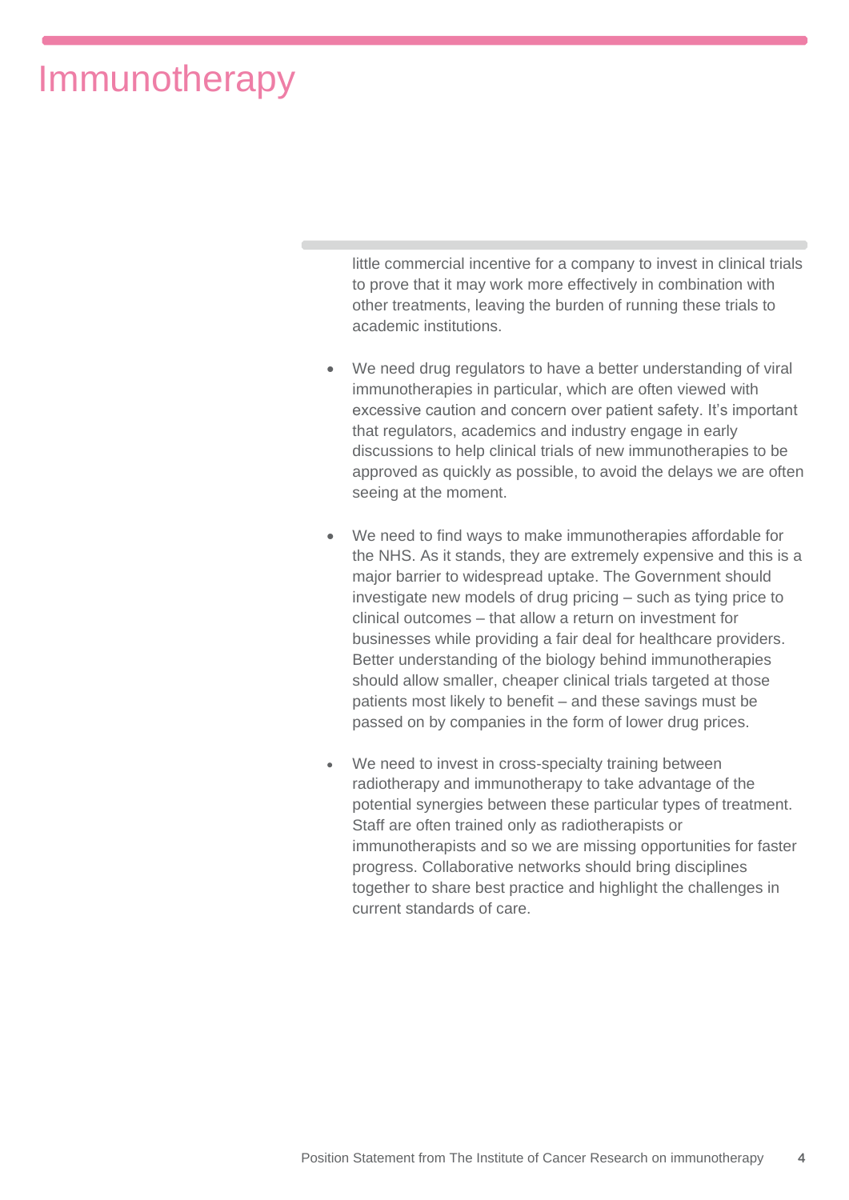little commercial incentive for a company to invest in clinical trials to prove that it may work more effectively in combination with other treatments, leaving the burden of running these trials to academic institutions.

- We need drug regulators to have a better understanding of viral immunotherapies in particular, which are often viewed with excessive caution and concern over patient safety. It's important that regulators, academics and industry engage in early discussions to help clinical trials of new immunotherapies to be approved as quickly as possible, to avoid the delays we are often seeing at the moment.

- We need to find ways to make immunotherapies affordable for the NHS. As it stands, they are extremely expensive and this is a major barrier to widespread uptake. The Government should investigate new models of drug pricing – such as tying price to clinical outcomes – that allow a return on investment for businesses while providing a fair deal for healthcare providers. Better understanding of the biology behind immunotherapies should allow smaller, cheaper clinical trials targeted at those patients most likely to benefit – and these savings must be passed on by companies in the form of lower drug prices.

- We need to invest in cross-specialty training between radiotherapy and immunotherapy to take advantage of the potential synergies between these particular types of treatment. Staff are often trained only as radiotherapists or immunotherapists and so we are missing opportunities for faster progress. Collaborative networks should bring disciplines together to share best practice and highlight the challenges in current standards of care.